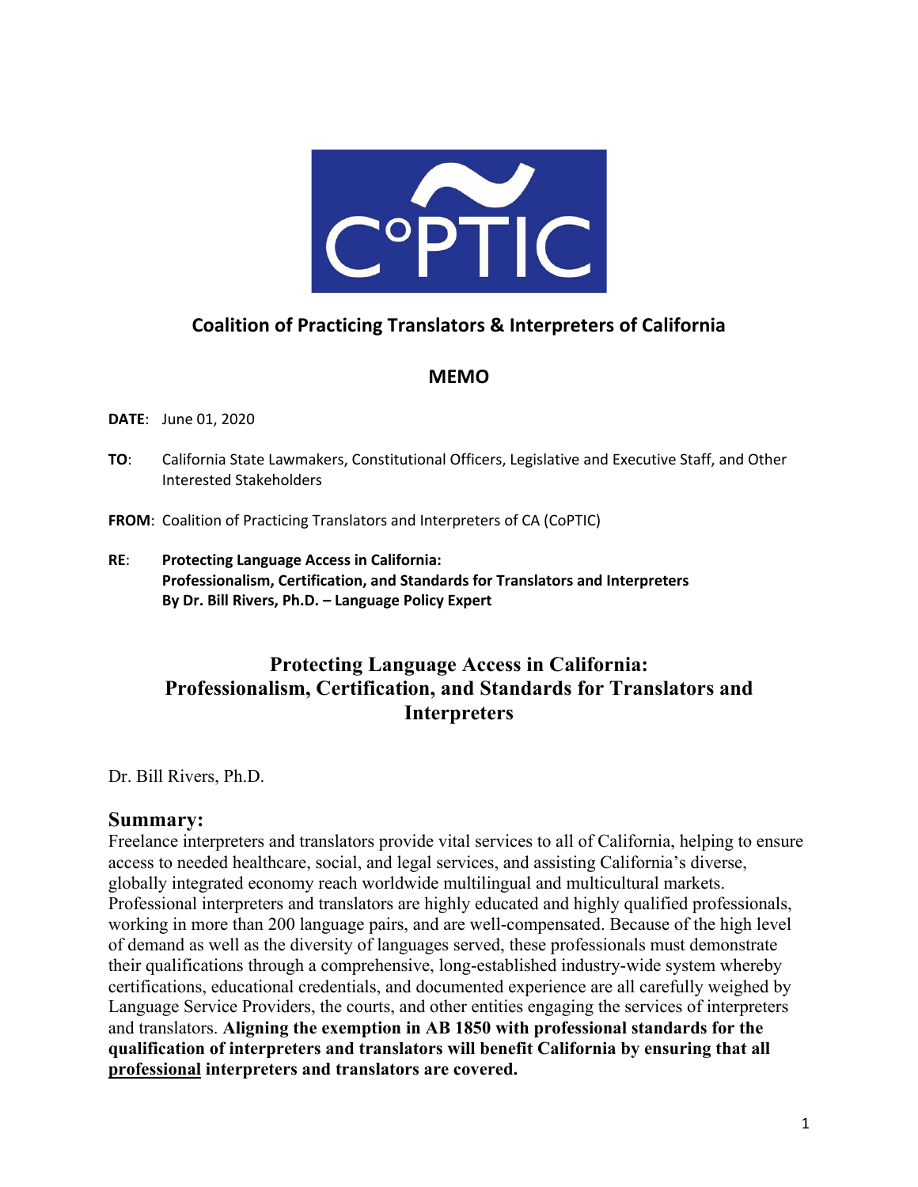CoPTIC

## Coalition of Practicing Translators & Interpreters of California

### MEMO

**DATE**: June 01, 2020

**TO**: California State Lawmakers, Constitutional Officers, Legislative and Executive Staff, and Other Interested Stakeholders

**FROM**: Coalition of Practicing Translators and Interpreters of CA (CoPTIC)

**RE**: **Protecting Language Access in California: Professionalism, Certification, and Standards for Translators and Interpreters By Dr. Bill Rivers, Ph.D. – Language Policy Expert**

# Protecting Language Access in California: Professionalism, Certification, and Standards for Translators and Interpreters

Dr. Bill Rivers, Ph.D.

## Summary:

Freelance interpreters and translators provide vital services to all of California, helping to ensure access to needed healthcare, social, and legal services, and assisting California's diverse, globally integrated economy reach worldwide multilingual and multicultural markets. Professional interpreters and translators are highly educated and highly qualified professionals, working in more than 200 language pairs, and are well-compensated. Because of the high level of demand as well as the diversity of languages served, these professionals must demonstrate their qualifications through a comprehensive, long-established industry-wide system whereby certifications, educational credentials, and documented experience are all carefully weighed by Language Service Providers, the courts, and other entities engaging the services of interpreters and translators. **Aligning the exemption in AB 1850 with professional standards for the qualification of interpreters and translators will benefit California by ensuring that all <u>professional</u> interpreters and translators are covered.**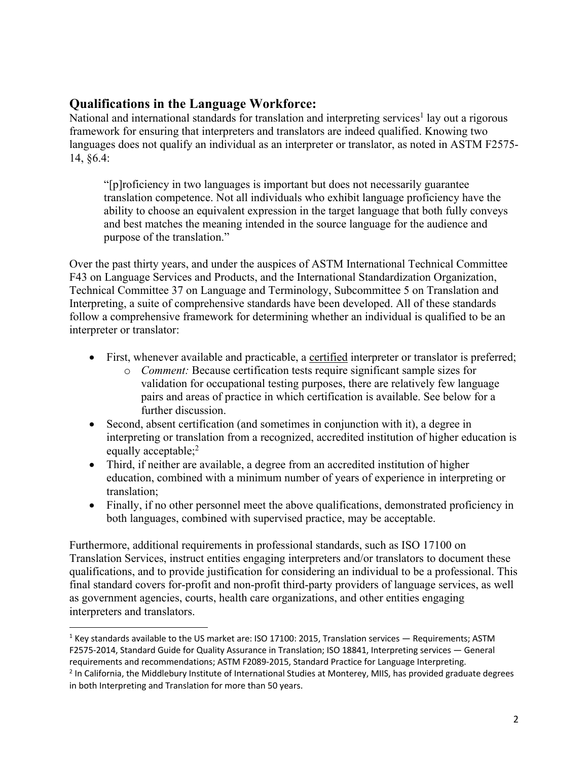## Qualifications in the Language Workforce:

National and international standards for translation and interpreting services[1] lay out a rigorous framework for ensuring that interpreters and translators are indeed qualified. Knowing two languages does not qualify an individual as an interpreter or translator, as noted in ASTM F2575-14, §6.4:

> "[p]roficiency in two languages is important but does not necessarily guarantee translation competence. Not all individuals who exhibit language proficiency have the ability to choose an equivalent expression in the target language that both fully conveys and best matches the meaning intended in the source language for the audience and purpose of the translation."

Over the past thirty years, and under the auspices of ASTM International Technical Committee F43 on Language Services and Products, and the International Standardization Organization, Technical Committee 37 on Language and Terminology, Subcommittee 5 on Translation and Interpreting, a suite of comprehensive standards have been developed. All of these standards follow a comprehensive framework for determining whether an individual is qualified to be an interpreter or translator:

- First, whenever available and practicable, a <u>certified</u> interpreter or translator is preferred;
  - *Comment:* Because certification tests require significant sample sizes for validation for occupational testing purposes, there are relatively few language pairs and areas of practice in which certification is available. See below for a further discussion.
- Second, absent certification (and sometimes in conjunction with it), a degree in interpreting or translation from a recognized, accredited institution of higher education is equally acceptable;[2]
- Third, if neither are available, a degree from an accredited institution of higher education, combined with a minimum number of years of experience in interpreting or translation;
- Finally, if no other personnel meet the above qualifications, demonstrated proficiency in both languages, combined with supervised practice, may be acceptable.

Furthermore, additional requirements in professional standards, such as ISO 17100 on Translation Services, instruct entities engaging interpreters and/or translators to document these qualifications, and to provide justification for considering an individual to be a professional. This final standard covers for-profit and non-profit third-party providers of language services, as well as government agencies, courts, health care organizations, and other entities engaging interpreters and translators.

---

[1] Key standards available to the US market are: ISO 17100: 2015, Translation services — Requirements; ASTM F2575-2014, Standard Guide for Quality Assurance in Translation; ISO 18841, Interpreting services — General requirements and recommendations; ASTM F2089-2015, Standard Practice for Language Interpreting.

[2] In California, the Middlebury Institute of International Studies at Monterey, MIIS, has provided graduate degrees in both Interpreting and Translation for more than 50 years.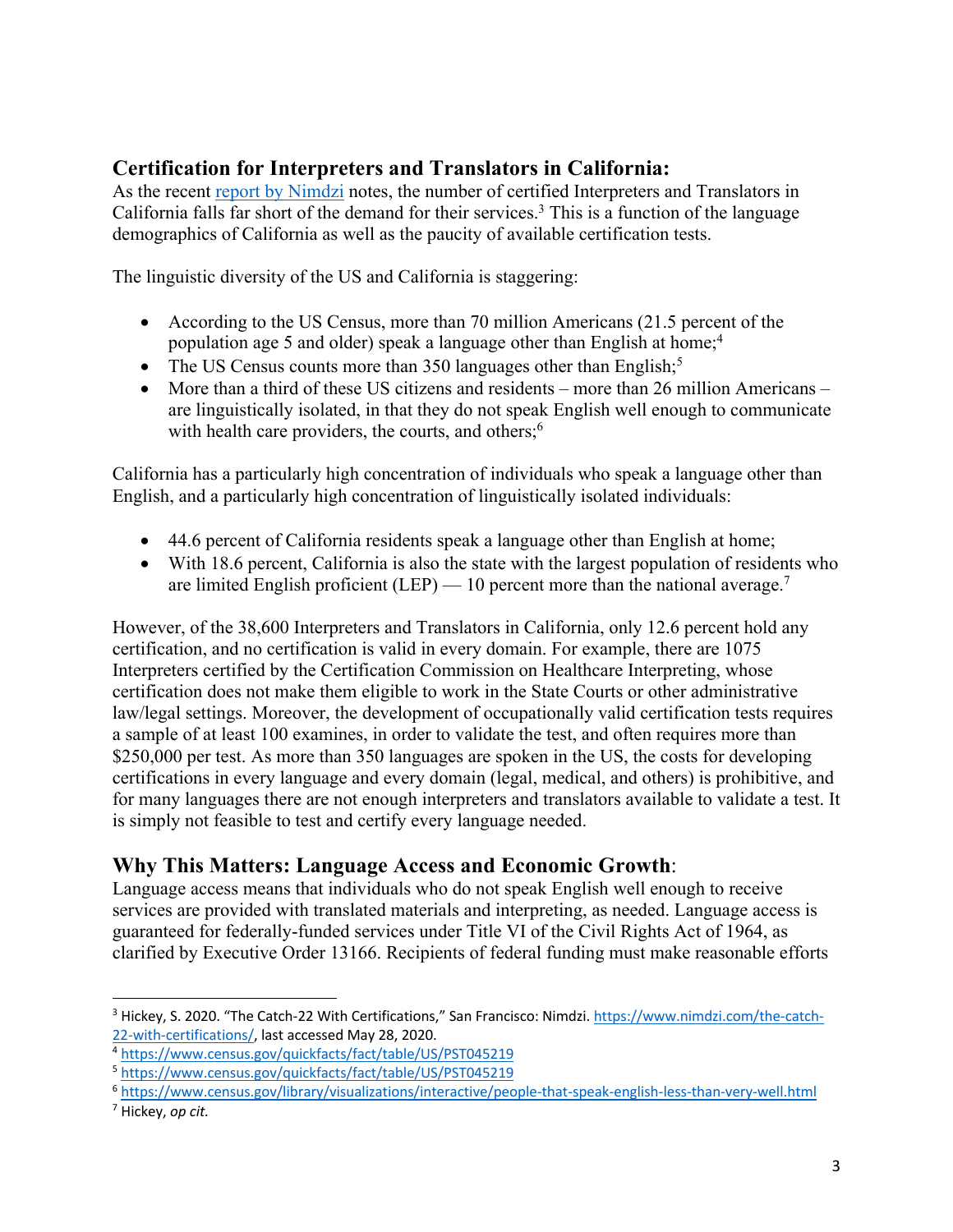## Certification for Interpreters and Translators in California:

As the recent report by Nimdzi notes, the number of certified Interpreters and Translators in California falls far short of the demand for their services.[3] This is a function of the language demographics of California as well as the paucity of available certification tests.

The linguistic diversity of the US and California is staggering:

- According to the US Census, more than 70 million Americans (21.5 percent of the population age 5 and older) speak a language other than English at home;[4]
- The US Census counts more than 350 languages other than English;[5]
- More than a third of these US citizens and residents – more than 26 million Americans – are linguistically isolated, in that they do not speak English well enough to communicate with health care providers, the courts, and others;[6]

California has a particularly high concentration of individuals who speak a language other than English, and a particularly high concentration of linguistically isolated individuals:

- 44.6 percent of California residents speak a language other than English at home;
- With 18.6 percent, California is also the state with the largest population of residents who are limited English proficient (LEP) — 10 percent more than the national average.[7]

However, of the 38,600 Interpreters and Translators in California, only 12.6 percent hold any certification, and no certification is valid in every domain. For example, there are 1075 Interpreters certified by the Certification Commission on Healthcare Interpreting, whose certification does not make them eligible to work in the State Courts or other administrative law/legal settings. Moreover, the development of occupationally valid certification tests requires a sample of at least 100 examines, in order to validate the test, and often requires more than $250,000 per test. As more than 350 languages are spoken in the US, the costs for developing certifications in every language and every domain (legal, medical, and others) is prohibitive, and for many languages there are not enough interpreters and translators available to validate a test. It is simply not feasible to test and certify every language needed.

## Why This Matters: Language Access and Economic Growth:

Language access means that individuals who do not speak English well enough to receive services are provided with translated materials and interpreting, as needed. Language access is guaranteed for federally-funded services under Title VI of the Civil Rights Act of 1964, as clarified by Executive Order 13166. Recipients of federal funding must make reasonable efforts

---

[3] Hickey, S. 2020. "The Catch-22 With Certifications," San Francisco: Nimdzi. https://www.nimdzi.com/the-catch-22-with-certifications/, last accessed May 28, 2020.

[4] https://www.census.gov/quickfacts/fact/table/US/PST045219

[5] https://www.census.gov/quickfacts/fact/table/US/PST045219

[6] https://www.census.gov/library/visualizations/interactive/people-that-speak-english-less-than-very-well.html

[7] Hickey, *op cit.*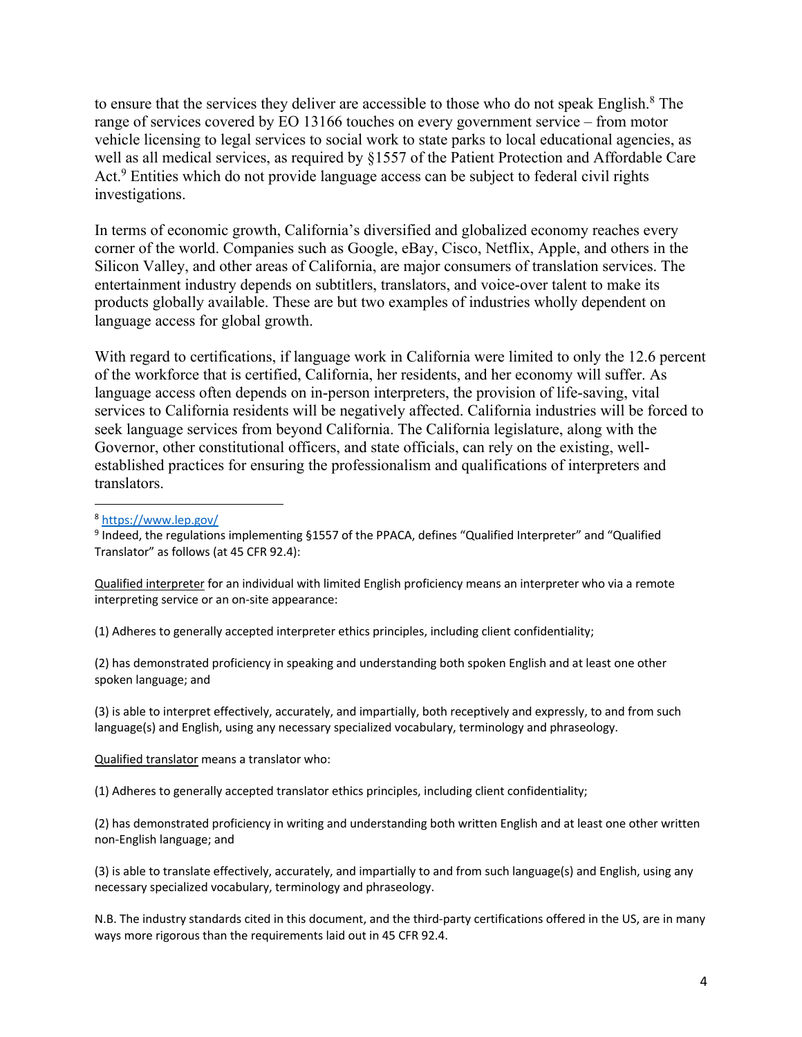to ensure that the services they deliver are accessible to those who do not speak English.[8] The range of services covered by EO 13166 touches on every government service – from motor vehicle licensing to legal services to social work to state parks to local educational agencies, as well as all medical services, as required by §1557 of the Patient Protection and Affordable Care Act.[9] Entities which do not provide language access can be subject to federal civil rights investigations.

In terms of economic growth, California's diversified and globalized economy reaches every corner of the world. Companies such as Google, eBay, Cisco, Netflix, Apple, and others in the Silicon Valley, and other areas of California, are major consumers of translation services. The entertainment industry depends on subtitlers, translators, and voice-over talent to make its products globally available. These are but two examples of industries wholly dependent on language access for global growth.

With regard to certifications, if language work in California were limited to only the 12.6 percent of the workforce that is certified, California, her residents, and her economy will suffer. As language access often depends on in-person interpreters, the provision of life-saving, vital services to California residents will be negatively affected. California industries will be forced to seek language services from beyond California. The California legislature, along with the Governor, other constitutional officers, and state officials, can rely on the existing, well-established practices for ensuring the professionalism and qualifications of interpreters and translators.

---

[8] https://www.lep.gov/

[9] Indeed, the regulations implementing §1557 of the PPACA, defines "Qualified Interpreter" and "Qualified Translator" as follows (at 45 CFR 92.4):

Qualified interpreter for an individual with limited English proficiency means an interpreter who via a remote interpreting service or an on-site appearance:

(1) Adheres to generally accepted interpreter ethics principles, including client confidentiality;

(2) has demonstrated proficiency in speaking and understanding both spoken English and at least one other spoken language; and

(3) is able to interpret effectively, accurately, and impartially, both receptively and expressly, to and from such language(s) and English, using any necessary specialized vocabulary, terminology and phraseology.

Qualified translator means a translator who:

(1) Adheres to generally accepted translator ethics principles, including client confidentiality;

(2) has demonstrated proficiency in writing and understanding both written English and at least one other written non-English language; and

(3) is able to translate effectively, accurately, and impartially to and from such language(s) and English, using any necessary specialized vocabulary, terminology and phraseology.

N.B. The industry standards cited in this document, and the third-party certifications offered in the US, are in many ways more rigorous than the requirements laid out in 45 CFR 92.4.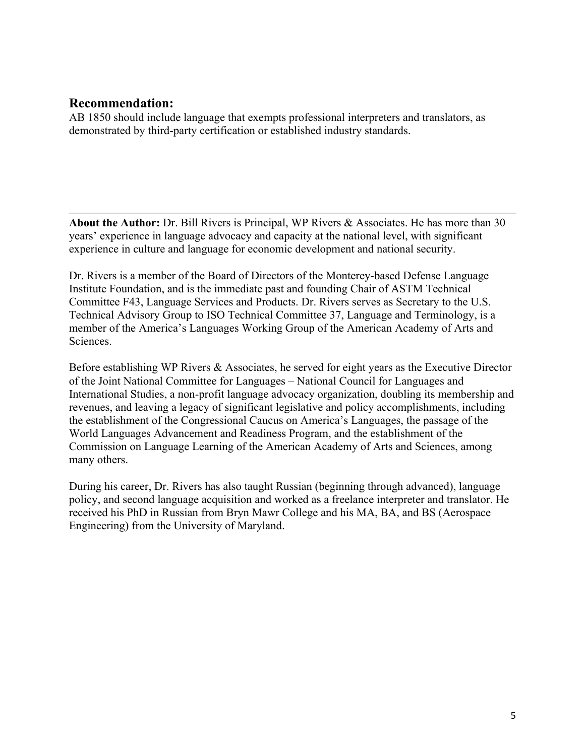## Recommendation:

AB 1850 should include language that exempts professional interpreters and translators, as demonstrated by third-party certification or established industry standards.

---

**About the Author:** Dr. Bill Rivers is Principal, WP Rivers & Associates. He has more than 30 years' experience in language advocacy and capacity at the national level, with significant experience in culture and language for economic development and national security.

Dr. Rivers is a member of the Board of Directors of the Monterey-based Defense Language Institute Foundation, and is the immediate past and founding Chair of ASTM Technical Committee F43, Language Services and Products. Dr. Rivers serves as Secretary to the U.S. Technical Advisory Group to ISO Technical Committee 37, Language and Terminology, is a member of the America's Languages Working Group of the American Academy of Arts and Sciences.

Before establishing WP Rivers & Associates, he served for eight years as the Executive Director of the Joint National Committee for Languages – National Council for Languages and International Studies, a non-profit language advocacy organization, doubling its membership and revenues, and leaving a legacy of significant legislative and policy accomplishments, including the establishment of the Congressional Caucus on America's Languages, the passage of the World Languages Advancement and Readiness Program, and the establishment of the Commission on Language Learning of the American Academy of Arts and Sciences, among many others.

During his career, Dr. Rivers has also taught Russian (beginning through advanced), language policy, and second language acquisition and worked as a freelance interpreter and translator. He received his PhD in Russian from Bryn Mawr College and his MA, BA, and BS (Aerospace Engineering) from the University of Maryland.